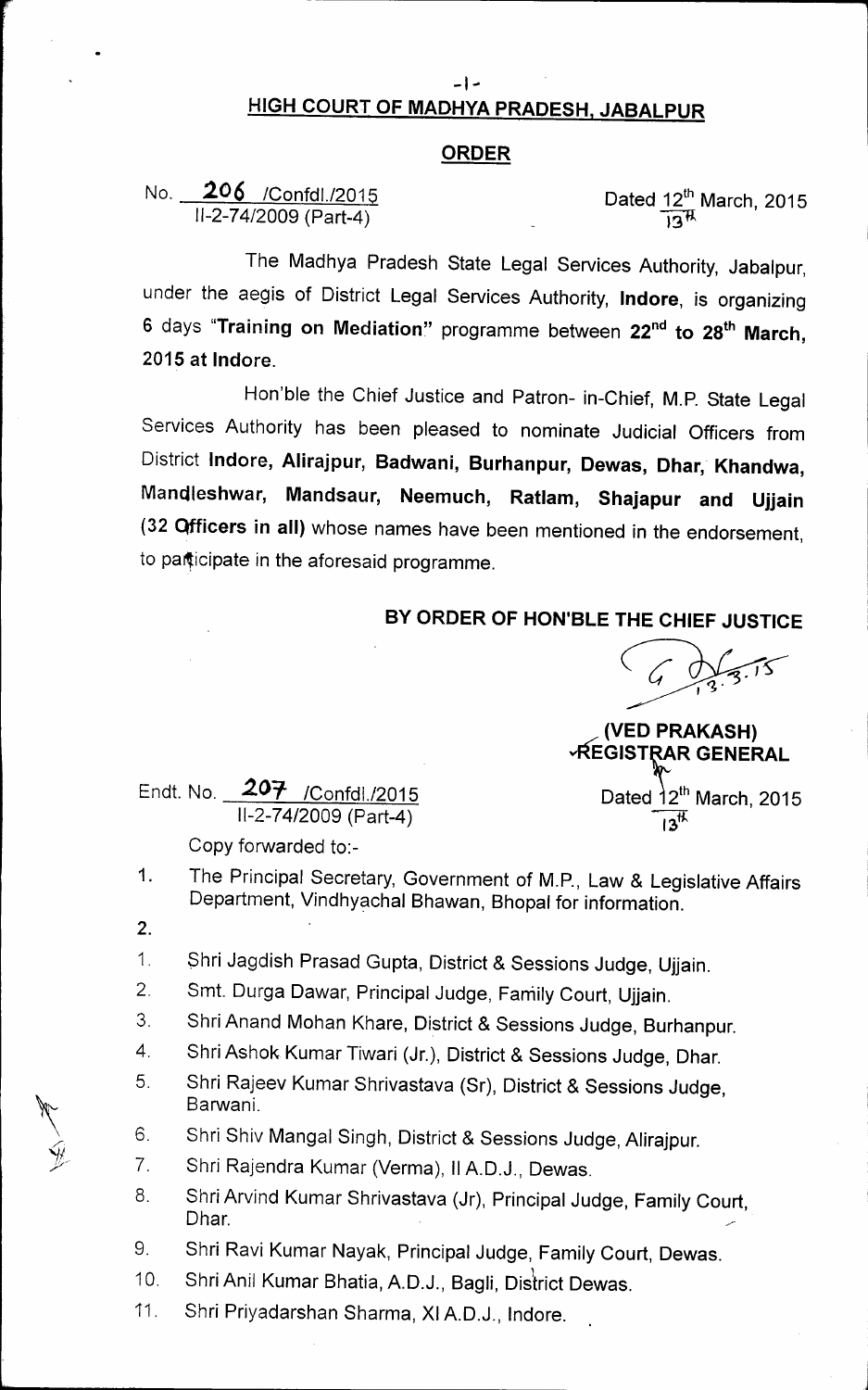# HIGH COURT OF MADHYA PRADESH, JABALPUR

## ORDER

No. **206** /Confdl./2015
II-2-74/2009 (Part-4)

Dated 12[th] March, 2015
13[th]

The Madhya Pradesh State Legal Services Authority, Jabalpur, under the aegis of District Legal Services Authority, **Indore**, is organizing 6 days "**Training on Mediation**" programme between **22[nd] to 28[th] March, 2015 at Indore**.

Hon'ble the Chief Justice and Patron- in-Chief, M.P. State Legal Services Authority has been pleased to nominate Judicial Officers from District **Indore, Alirajpur, Badwani, Burhanpur, Dewas, Dhar, Khandwa, Mandleshwar, Mandsaur, Neemuch, Ratlam, Shajapur and Ujjain (32 Officers in all)** whose names have been mentioned in the endorsement, to participate in the aforesaid programme.

**BY ORDER OF HON'BLE THE CHIEF JUSTICE**

13.3.15

**(VED PRAKASH)**
**REGISTRAR GENERAL**

Endt. No. **207** /Confdl./2015
II-2-74/2009 (Part-4)

Dated 12[th] March, 2015
13[th]

Copy forwarded to:-

1. The Principal Secretary, Government of M.P., Law & Legislative Affairs Department, Vindhyachal Bhawan, Bhopal for information.
2.

1. Shri Jagdish Prasad Gupta, District & Sessions Judge, Ujjain.
2. Smt. Durga Dawar, Principal Judge, Family Court, Ujjain.
3. Shri Anand Mohan Khare, District & Sessions Judge, Burhanpur.
4. Shri Ashok Kumar Tiwari (Jr.), District & Sessions Judge, Dhar.
5. Shri Rajeev Kumar Shrivastava (Sr), District & Sessions Judge, Barwani.
6. Shri Shiv Mangal Singh, District & Sessions Judge, Alirajpur.
7. Shri Rajendra Kumar (Verma), II A.D.J., Dewas.
8. Shri Arvind Kumar Shrivastava (Jr), Principal Judge, Family Court, Dhar.
9. Shri Ravi Kumar Nayak, Principal Judge, Family Court, Dewas.
10. Shri Anil Kumar Bhatia, A.D.J., Bagli, District Dewas.
11. Shri Priyadarshan Sharma, XI A.D.J., Indore.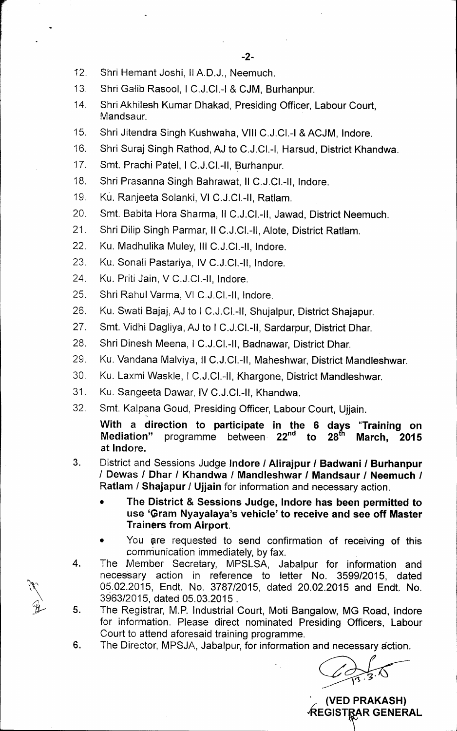12. Shri Hemant Joshi, II A.D.J., Neemuch.
13. Shri Galib Rasool, I C.J.Cl.-I & CJM, Burhanpur.
14. Shri Akhilesh Kumar Dhakad, Presiding Officer, Labour Court, Mandsaur.
15. Shri Jitendra Singh Kushwaha, VIII C.J.Cl.-I & ACJM, Indore.
16. Shri Suraj Singh Rathod, AJ to C.J.Cl.-I, Harsud, District Khandwa.
17. Smt. Prachi Patel, I C.J.Cl.-II, Burhanpur.
18. Shri Prasanna Singh Bahrawat, II C.J.Cl.-II, Indore.
19. Ku. Ranjeeta Solanki, VI C.J.Cl.-II, Ratlam.
20. Smt. Babita Hora Sharma, II C.J.Cl.-II, Jawad, District Neemuch.
21. Shri Dilip Singh Parmar, II C.J.Cl.-II, Alote, District Ratlam.
22. Ku. Madhulika Muley, III C.J.Cl.-II, Indore.
23. Ku. Sonali Pastariya, IV C.J.Cl.-II, Indore.
24. Ku. Priti Jain, V C.J.Cl.-II, Indore.
25. Shri Rahul Varma, VI C.J.Cl.-II, Indore.
26. Ku. Swati Bajaj, AJ to I C.J.Cl.-II, Shujalpur, District Shajapur.
27. Smt. Vidhi Dagliya, AJ to I C.J.Cl.-II, Sardarpur, District Dhar.
28. Shri Dinesh Meena, I C.J.Cl.-II, Badnawar, District Dhar.
29. Ku. Vandana Malviya, II C.J.Cl.-II, Maheshwar, District Mandleshwar.
30. Ku. Laxmi Waskle, I C.J.Cl.-II, Khargone, District Mandleshwar.
31. Ku. Sangeeta Dawar, IV C.J.Cl.-II, Khandwa.
32. Smt. Kalpana Goud, Presiding Officer, Labour Court, Ujjain.

**With a direction to participate in the 6 days "Training on Mediation" programme between 22nd to 28th March, 2015 at Indore.**

3. District and Sessions Judge **Indore / Alirajpur / Badwani / Burhanpur / Dewas / Dhar / Khandwa / Mandleshwar / Mandsaur / Neemuch / Ratlam / Shajapur / Ujjain** for information and necessary action.
   - **The District & Sessions Judge, Indore has been permitted to use 'Gram Nyayalaya's vehicle' to receive and see off Master Trainers from Airport.**
   - You are requested to send confirmation of receiving of this communication immediately, by fax.
4. The Member Secretary, MPSLSA, Jabalpur for information and necessary action in reference to letter No. 3599/2015, dated 05.02.2015, Endt. No. 3787/2015, dated 20.02.2015 and Endt. No. 3963/2015, dated 05.03.2015 .
5. The Registrar, M.P. Industrial Court, Moti Bangalow, MG Road, Indore for information. Please direct nominated Presiding Officers, Labour Court to attend aforesaid training programme.
6. The Director, MPSJA, Jabalpur, for information and necessary action.

13.3.15

**(VED PRAKASH)**
**REGISTRAR GENERAL**